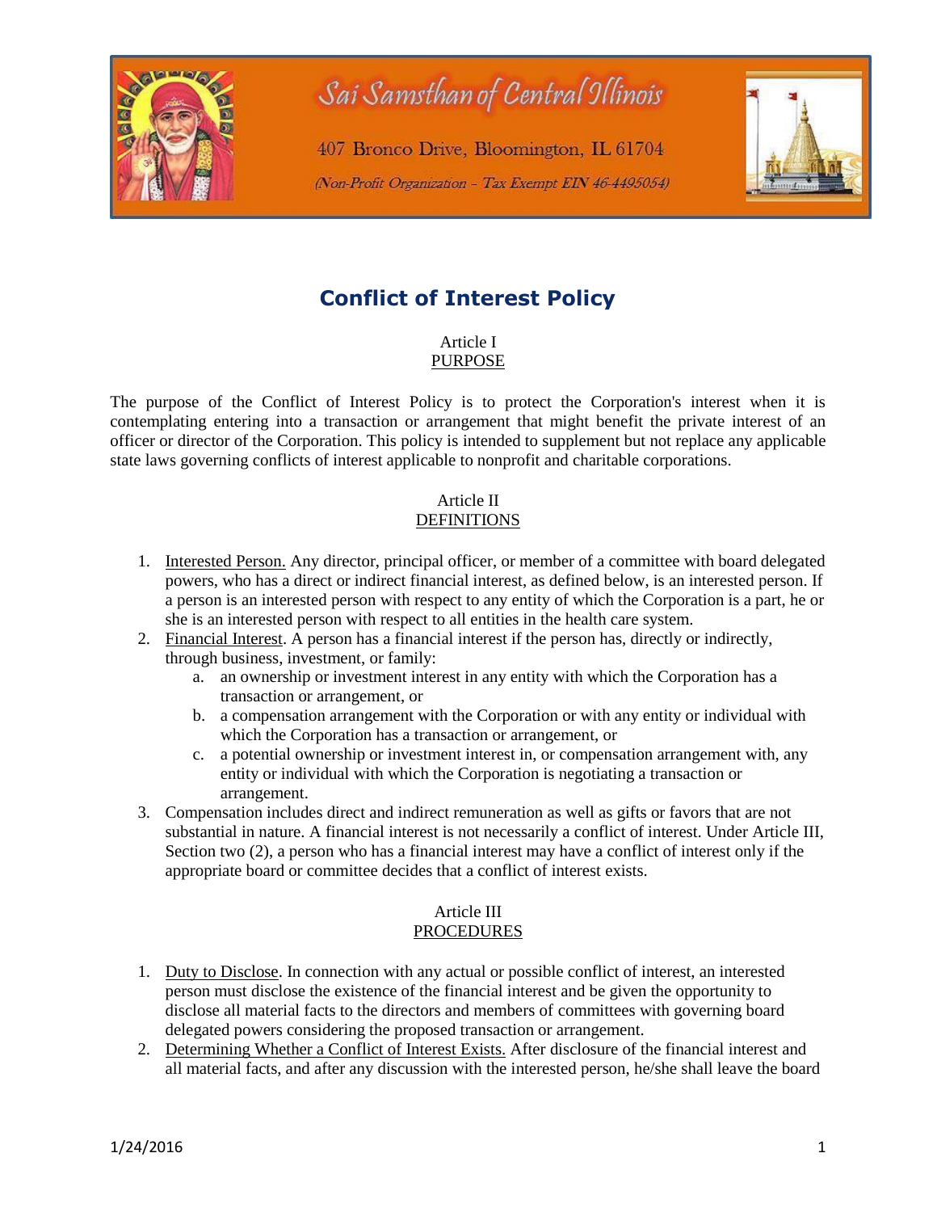# Sai Samsthan of Central Illinois

407 Bronco Drive, Bloomington, IL 61704

*(Non-Profit Organization - Tax Exempt EIN 46-4495054)*

## Conflict of Interest Policy

### Article I
### PURPOSE

The purpose of the Conflict of Interest Policy is to protect the Corporation's interest when it is contemplating entering into a transaction or arrangement that might benefit the private interest of an officer or director of the Corporation. This policy is intended to supplement but not replace any applicable state laws governing conflicts of interest applicable to nonprofit and charitable corporations.

### Article II
### DEFINITIONS

1. Interested Person. Any director, principal officer, or member of a committee with board delegated powers, who has a direct or indirect financial interest, as defined below, is an interested person. If a person is an interested person with respect to any entity of which the Corporation is a part, he or she is an interested person with respect to all entities in the health care system.
2. Financial Interest. A person has a financial interest if the person has, directly or indirectly, through business, investment, or family:
   a. an ownership or investment interest in any entity with which the Corporation has a transaction or arrangement, or
   b. a compensation arrangement with the Corporation or with any entity or individual with which the Corporation has a transaction or arrangement, or
   c. a potential ownership or investment interest in, or compensation arrangement with, any entity or individual with which the Corporation is negotiating a transaction or arrangement.
3. Compensation includes direct and indirect remuneration as well as gifts or favors that are not substantial in nature. A financial interest is not necessarily a conflict of interest. Under Article III, Section two (2), a person who has a financial interest may have a conflict of interest only if the appropriate board or committee decides that a conflict of interest exists.

### Article III
### PROCEDURES

1. Duty to Disclose. In connection with any actual or possible conflict of interest, an interested person must disclose the existence of the financial interest and be given the opportunity to disclose all material facts to the directors and members of committees with governing board delegated powers considering the proposed transaction or arrangement.
2. Determining Whether a Conflict of Interest Exists. After disclosure of the financial interest and all material facts, and after any discussion with the interested person, he/she shall leave the board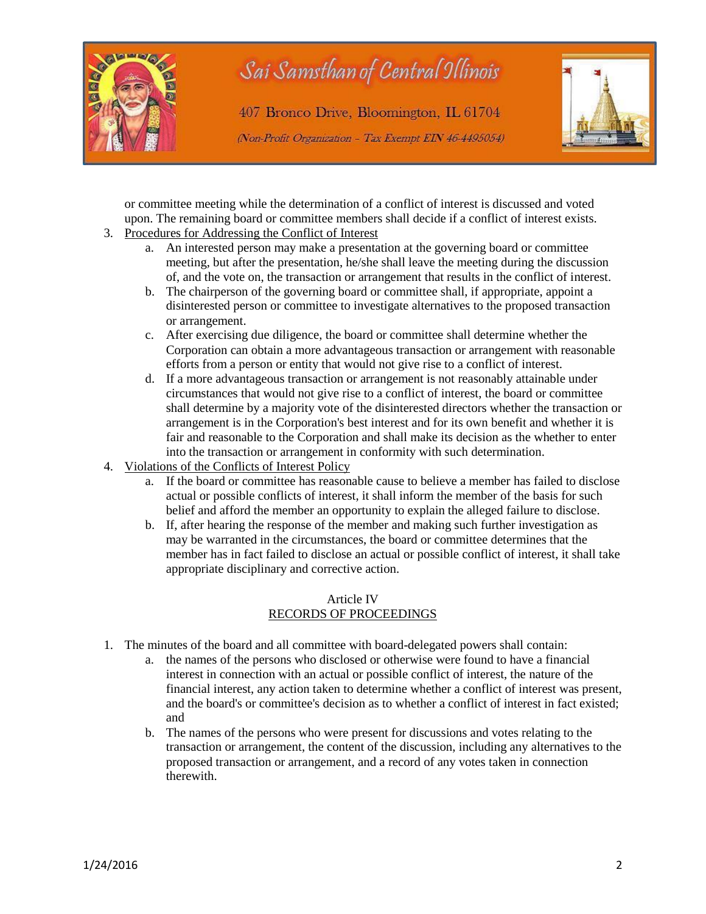or committee meeting while the determination of a conflict of interest is discussed and voted upon. The remaining board or committee members shall decide if a conflict of interest exists.

3. <u>Procedures for Addressing the Conflict of Interest</u>
    a. An interested person may make a presentation at the governing board or committee meeting, but after the presentation, he/she shall leave the meeting during the discussion of, and the vote on, the transaction or arrangement that results in the conflict of interest.
    b. The chairperson of the governing board or committee shall, if appropriate, appoint a disinterested person or committee to investigate alternatives to the proposed transaction or arrangement.
    c. After exercising due diligence, the board or committee shall determine whether the Corporation can obtain a more advantageous transaction or arrangement with reasonable efforts from a person or entity that would not give rise to a conflict of interest.
    d. If a more advantageous transaction or arrangement is not reasonably attainable under circumstances that would not give rise to a conflict of interest, the board or committee shall determine by a majority vote of the disinterested directors whether the transaction or arrangement is in the Corporation's best interest and for its own benefit and whether it is fair and reasonable to the Corporation and shall make its decision as the whether to enter into the transaction or arrangement in conformity with such determination.
4. <u>Violations of the Conflicts of Interest Policy</u>
    a. If the board or committee has reasonable cause to believe a member has failed to disclose actual or possible conflicts of interest, it shall inform the member of the basis for such belief and afford the member an opportunity to explain the alleged failure to disclose.
    b. If, after hearing the response of the member and making such further investigation as may be warranted in the circumstances, the board or committee determines that the member has in fact failed to disclose an actual or possible conflict of interest, it shall take appropriate disciplinary and corrective action.

## Article IV
## <u>RECORDS OF PROCEEDINGS</u>

1. The minutes of the board and all committee with board-delegated powers shall contain:
    a. the names of the persons who disclosed or otherwise were found to have a financial interest in connection with an actual or possible conflict of interest, the nature of the financial interest, any action taken to determine whether a conflict of interest was present, and the board's or committee's decision as to whether a conflict of interest in fact existed; and
    b. The names of the persons who were present for discussions and votes relating to the transaction or arrangement, the content of the discussion, including any alternatives to the proposed transaction or arrangement, and a record of any votes taken in connection therewith.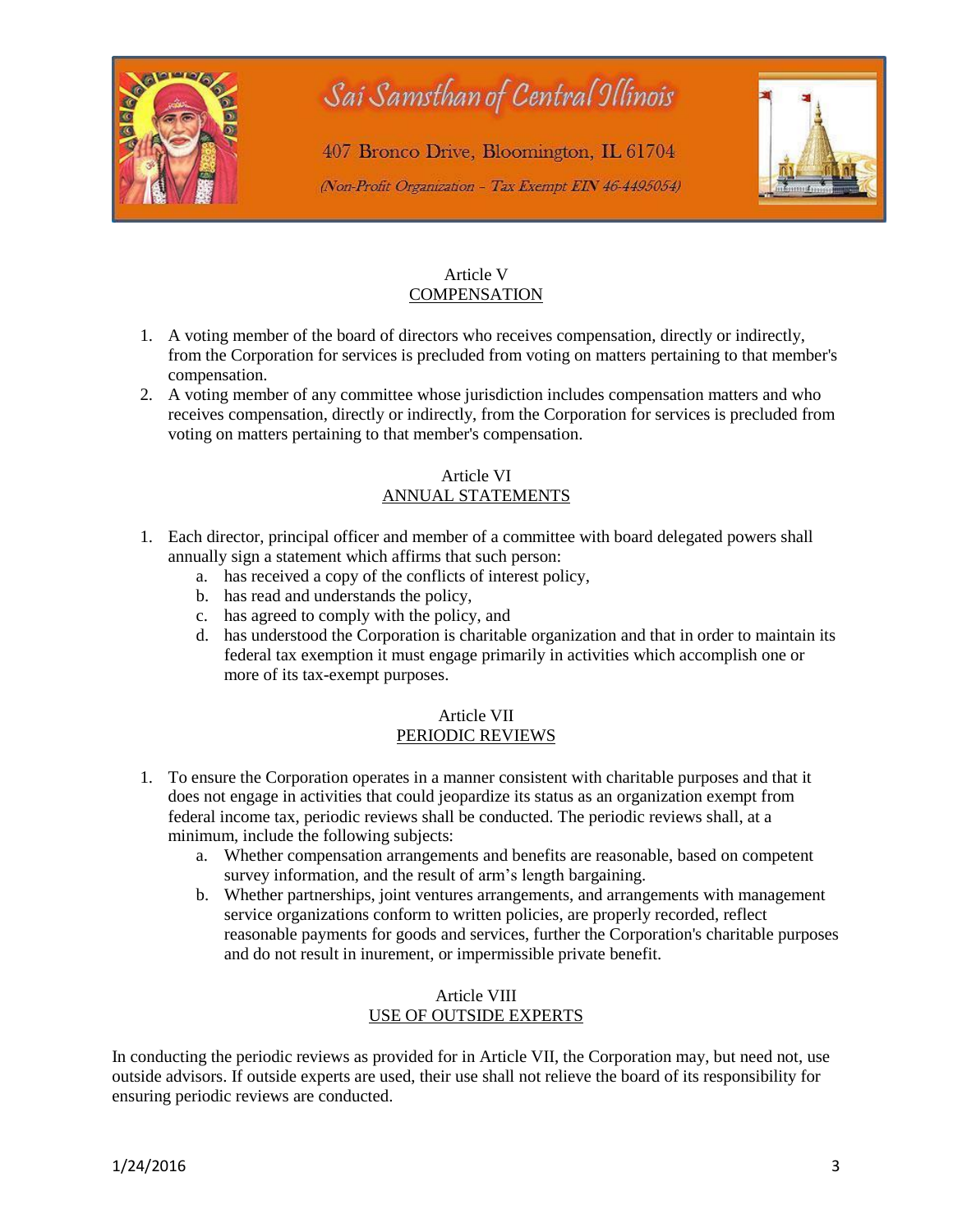## Article V
## COMPENSATION

1. A voting member of the board of directors who receives compensation, directly or indirectly, from the Corporation for services is precluded from voting on matters pertaining to that member's compensation.
2. A voting member of any committee whose jurisdiction includes compensation matters and who receives compensation, directly or indirectly, from the Corporation for services is precluded from voting on matters pertaining to that member's compensation.

## Article VI
## ANNUAL STATEMENTS

1. Each director, principal officer and member of a committee with board delegated powers shall annually sign a statement which affirms that such person:
   a. has received a copy of the conflicts of interest policy,
   b. has read and understands the policy,
   c. has agreed to comply with the policy, and
   d. has understood the Corporation is charitable organization and that in order to maintain its federal tax exemption it must engage primarily in activities which accomplish one or more of its tax-exempt purposes.

## Article VII
## PERIODIC REVIEWS

1. To ensure the Corporation operates in a manner consistent with charitable purposes and that it does not engage in activities that could jeopardize its status as an organization exempt from federal income tax, periodic reviews shall be conducted. The periodic reviews shall, at a minimum, include the following subjects:
   a. Whether compensation arrangements and benefits are reasonable, based on competent survey information, and the result of arm's length bargaining.
   b. Whether partnerships, joint ventures arrangements, and arrangements with management service organizations conform to written policies, are properly recorded, reflect reasonable payments for goods and services, further the Corporation's charitable purposes and do not result in inurement, or impermissible private benefit.

## Article VIII
## USE OF OUTSIDE EXPERTS

In conducting the periodic reviews as provided for in Article VII, the Corporation may, but need not, use outside advisors. If outside experts are used, their use shall not relieve the board of its responsibility for ensuring periodic reviews are conducted.

1/24/2016